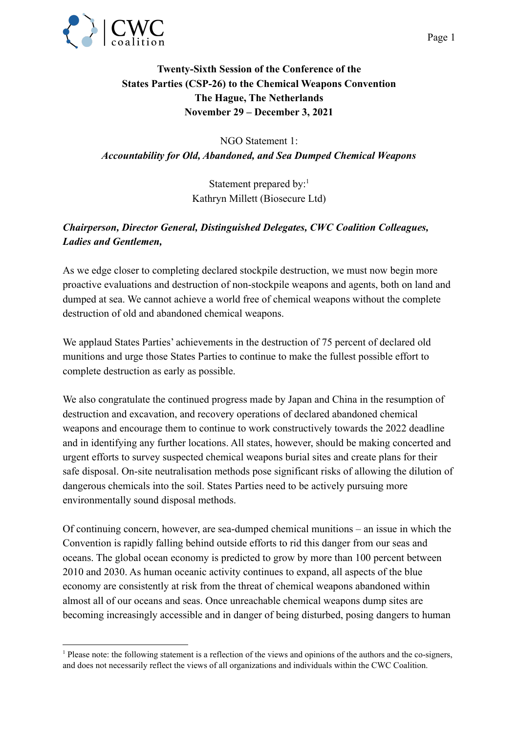**Twenty-Sixth Session of the Conference of the States Parties (CSP-26) to the Chemical Weapons Convention The Hague, The Netherlands November 29 – December 3, 2021**

NGO Statement 1:
*Accountability for Old, Abandoned, and Sea Dumped Chemical Weapons*

Statement prepared by:[1]
Kathryn Millett (Biosecure Ltd)

***Chairperson, Director General, Distinguished Delegates, CWC Coalition Colleagues, Ladies and Gentlemen,***

As we edge closer to completing declared stockpile destruction, we must now begin more proactive evaluations and destruction of non-stockpile weapons and agents, both on land and dumped at sea. We cannot achieve a world free of chemical weapons without the complete destruction of old and abandoned chemical weapons.

We applaud States Parties' achievements in the destruction of 75 percent of declared old munitions and urge those States Parties to continue to make the fullest possible effort to complete destruction as early as possible.

We also congratulate the continued progress made by Japan and China in the resumption of destruction and excavation, and recovery operations of declared abandoned chemical weapons and encourage them to continue to work constructively towards the 2022 deadline and in identifying any further locations. All states, however, should be making concerted and urgent efforts to survey suspected chemical weapons burial sites and create plans for their safe disposal. On-site neutralisation methods pose significant risks of allowing the dilution of dangerous chemicals into the soil. States Parties need to be actively pursuing more environmentally sound disposal methods.

Of continuing concern, however, are sea-dumped chemical munitions – an issue in which the Convention is rapidly falling behind outside efforts to rid this danger from our seas and oceans. The global ocean economy is predicted to grow by more than 100 percent between 2010 and 2030. As human oceanic activity continues to expand, all aspects of the blue economy are consistently at risk from the threat of chemical weapons abandoned within almost all of our oceans and seas. Once unreachable chemical weapons dump sites are becoming increasingly accessible and in danger of being disturbed, posing dangers to human

[1] Please note: the following statement is a reflection of the views and opinions of the authors and the co-signers, and does not necessarily reflect the views of all organizations and individuals within the CWC Coalition.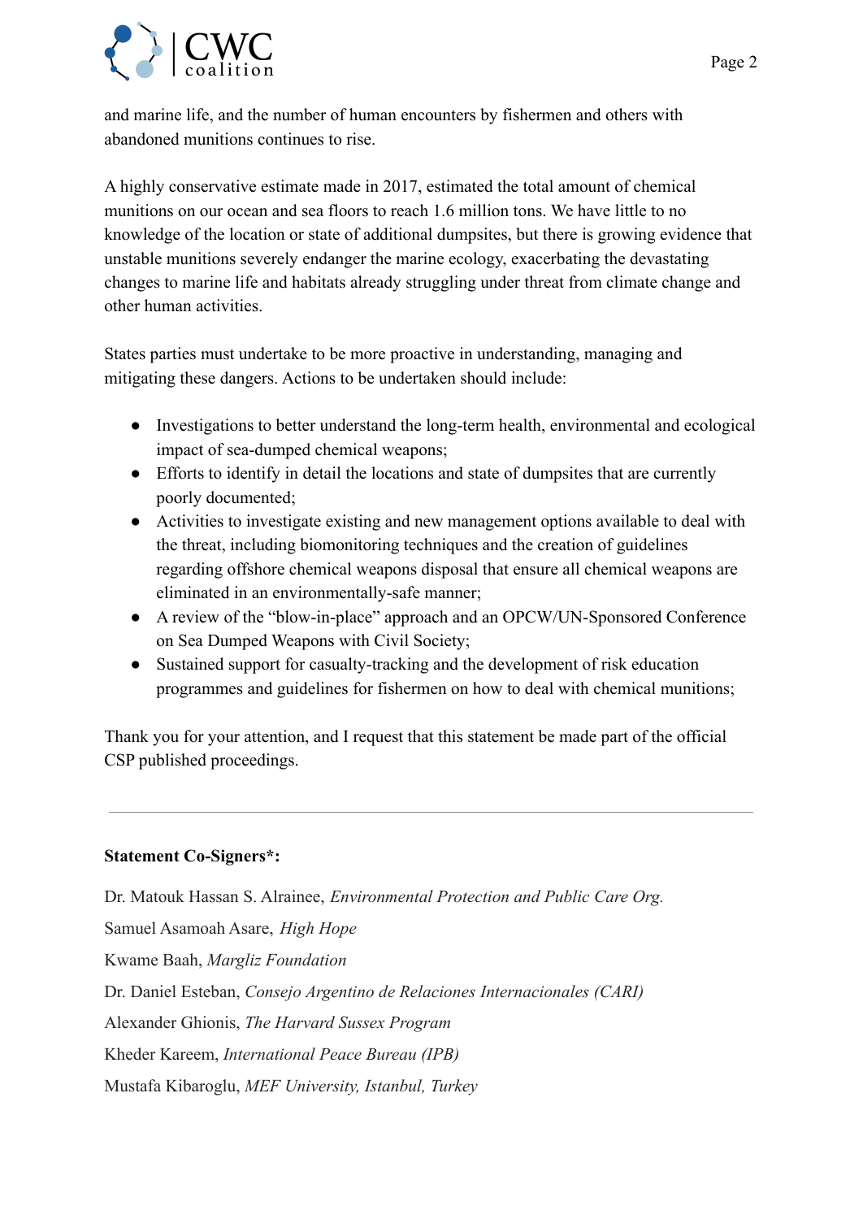and marine life, and the number of human encounters by fishermen and others with abandoned munitions continues to rise.

A highly conservative estimate made in 2017, estimated the total amount of chemical munitions on our ocean and sea floors to reach 1.6 million tons. We have little to no knowledge of the location or state of additional dumpsites, but there is growing evidence that unstable munitions severely endanger the marine ecology, exacerbating the devastating changes to marine life and habitats already struggling under threat from climate change and other human activities.

States parties must undertake to be more proactive in understanding, managing and mitigating these dangers. Actions to be undertaken should include:

- Investigations to better understand the long-term health, environmental and ecological impact of sea-dumped chemical weapons;
- Efforts to identify in detail the locations and state of dumpsites that are currently poorly documented;
- Activities to investigate existing and new management options available to deal with the threat, including biomonitoring techniques and the creation of guidelines regarding offshore chemical weapons disposal that ensure all chemical weapons are eliminated in an environmentally-safe manner;
- A review of the "blow-in-place" approach and an OPCW/UN-Sponsored Conference on Sea Dumped Weapons with Civil Society;
- Sustained support for casualty-tracking and the development of risk education programmes and guidelines for fishermen on how to deal with chemical munitions;

Thank you for your attention, and I request that this statement be made part of the official CSP published proceedings.

---

**Statement Co-Signers*:**

Dr. Matouk Hassan S. Alrainee, *Environmental Protection and Public Care Org.*

Samuel Asamoah Asare, *High Hope*

Kwame Baah, *Margliz Foundation*

Dr. Daniel Esteban, *Consejo Argentino de Relaciones Internacionales (CARI)*

Alexander Ghionis, *The Harvard Sussex Program*

Kheder Kareem, *International Peace Bureau (IPB)*

Mustafa Kibaroglu, *MEF University, Istanbul, Turkey*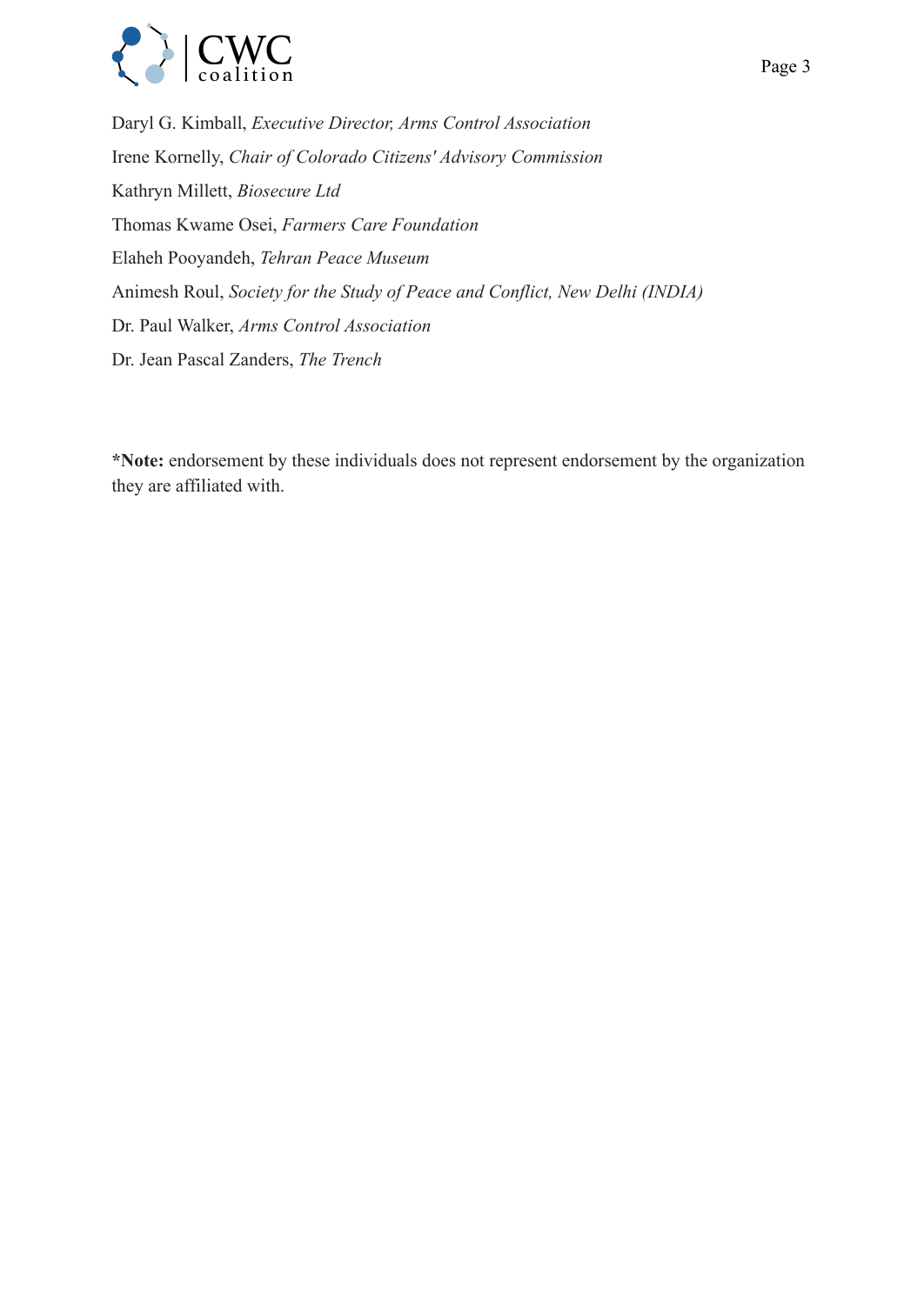Daryl G. Kimball, *Executive Director, Arms Control Association*

Irene Kornelly, *Chair of Colorado Citizens' Advisory Commission*

Kathryn Millett, *Biosecure Ltd*

Thomas Kwame Osei, *Farmers Care Foundation*

Elaheh Pooyandeh, *Tehran Peace Museum*

Animesh Roul, *Society for the Study of Peace and Conflict, New Delhi (INDIA)*

Dr. Paul Walker, *Arms Control Association*

Dr. Jean Pascal Zanders, *The Trench*

**\*Note:** endorsement by these individuals does not represent endorsement by the organization they are affiliated with.